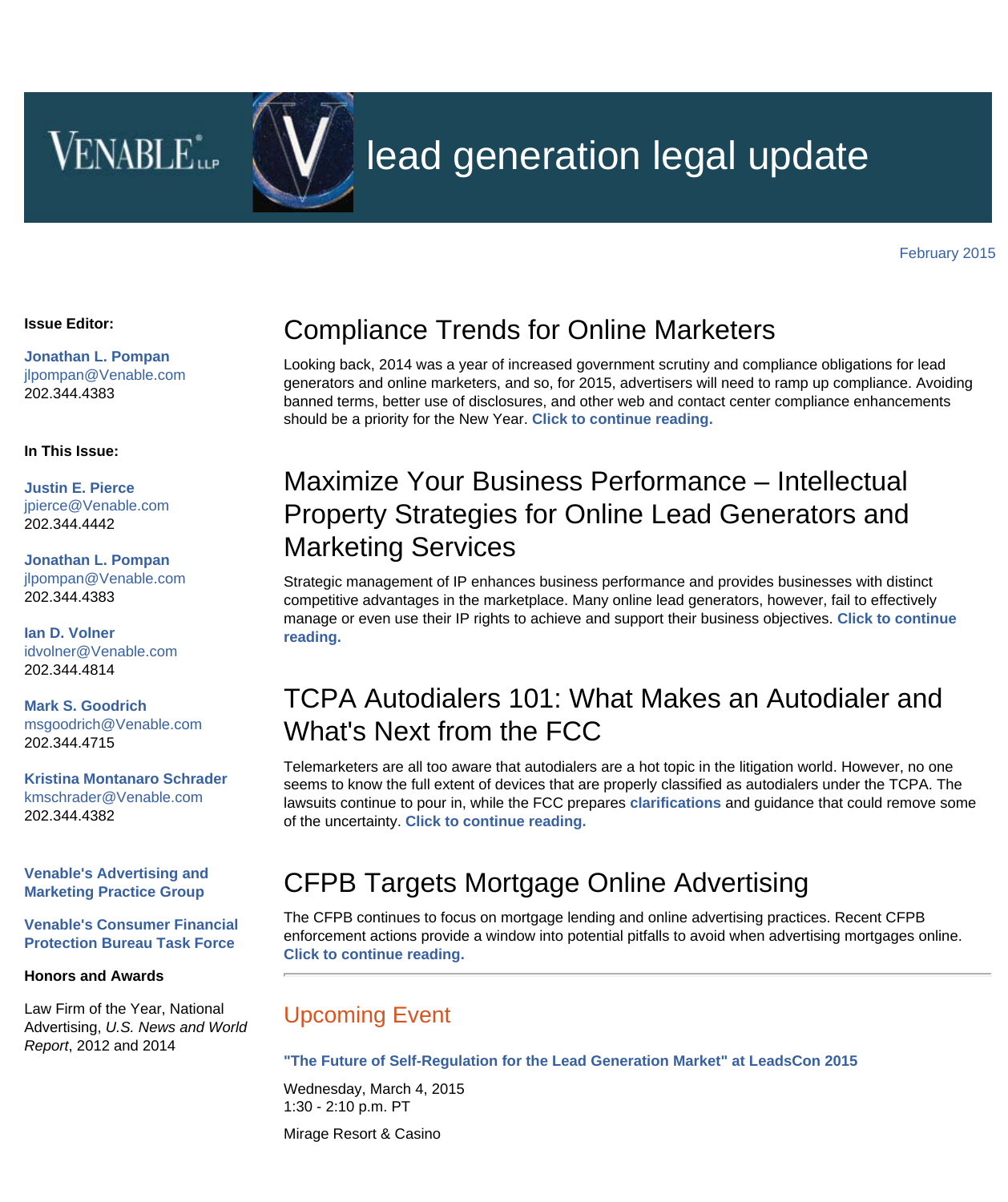VENABLE LLP

# lead generation legal update

February 2015

**Issue Editor:**

**Jonathan L. Pompan**
jlpompan@Venable.com
202.344.4383

**In This Issue:**

**Justin E. Pierce**
jpierce@Venable.com
202.344.4442

**Jonathan L. Pompan**
jlpompan@Venable.com
202.344.4383

**Ian D. Volner**
idvolner@Venable.com
202.344.4814

**Mark S. Goodrich**
msgoodrich@Venable.com
202.344.4715

**Kristina Montanaro Schrader**
kmschrader@Venable.com
202.344.4382

**Venable's Advertising and Marketing Practice Group**

**Venable's Consumer Financial Protection Bureau Task Force**

**Honors and Awards**

Law Firm of the Year, National Advertising, *U.S. News and World Report*, 2012 and 2014

## Compliance Trends for Online Marketers

Looking back, 2014 was a year of increased government scrutiny and compliance obligations for lead generators and online marketers, and so, for 2015, advertisers will need to ramp up compliance. Avoiding banned terms, better use of disclosures, and other web and contact center compliance enhancements should be a priority for the New Year. **Click to continue reading.**

## Maximize Your Business Performance – Intellectual Property Strategies for Online Lead Generators and Marketing Services

Strategic management of IP enhances business performance and provides businesses with distinct competitive advantages in the marketplace. Many online lead generators, however, fail to effectively manage or even use their IP rights to achieve and support their business objectives. **Click to continue reading.**

## TCPA Autodialers 101: What Makes an Autodialer and What's Next from the FCC

Telemarketers are all too aware that autodialers are a hot topic in the litigation world. However, no one seems to know the full extent of devices that are properly classified as autodialers under the TCPA. The lawsuits continue to pour in, while the FCC prepares **clarifications** and guidance that could remove some of the uncertainty. **Click to continue reading.**

## CFPB Targets Mortgage Online Advertising

The CFPB continues to focus on mortgage lending and online advertising practices. Recent CFPB enforcement actions provide a window into potential pitfalls to avoid when advertising mortgages online. **Click to continue reading.**

---

## Upcoming Event

**"The Future of Self-Regulation for the Lead Generation Market" at LeadsCon 2015**

Wednesday, March 4, 2015
1:30 - 2:10 p.m. PT

Mirage Resort & Casino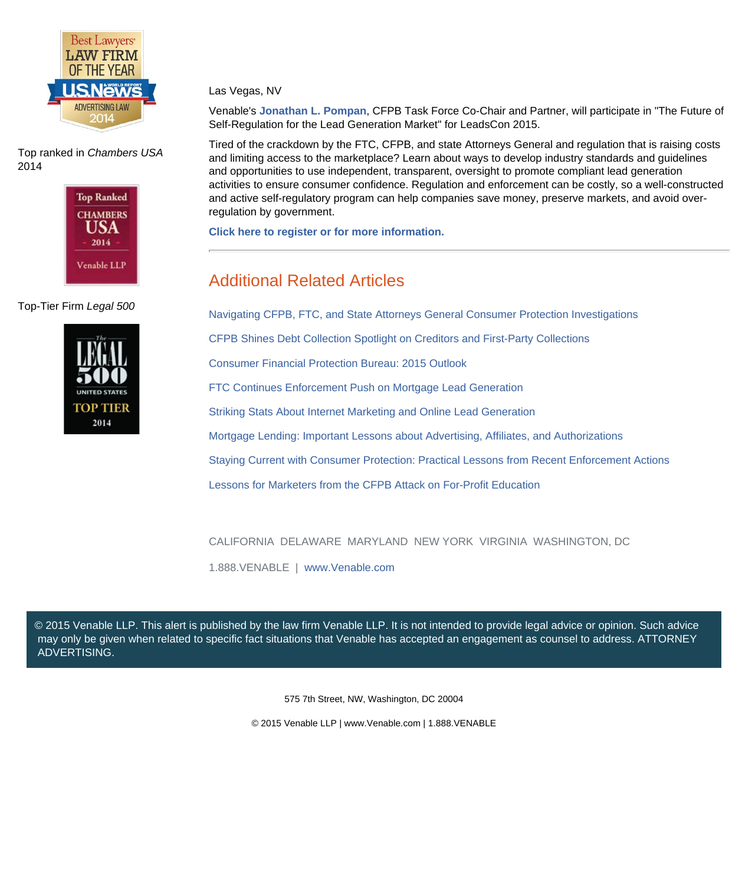Top ranked in *Chambers USA* 2014

Top-Tier Firm *Legal 500*

Las Vegas, NV

Venable's **Jonathan L. Pompan**, CFPB Task Force Co-Chair and Partner, will participate in "The Future of Self-Regulation for the Lead Generation Market" for LeadsCon 2015.

Tired of the crackdown by the FTC, CFPB, and state Attorneys General and regulation that is raising costs and limiting access to the marketplace? Learn about ways to develop industry standards and guidelines and opportunities to use independent, transparent, oversight to promote compliant lead generation activities to ensure consumer confidence. Regulation and enforcement can be costly, so a well-constructed and active self-regulatory program can help companies save money, preserve markets, and avoid over-regulation by government.

**Click here to register or for more information.**

---

## Additional Related Articles

Navigating CFPB, FTC, and State Attorneys General Consumer Protection Investigations

CFPB Shines Debt Collection Spotlight on Creditors and First-Party Collections

Consumer Financial Protection Bureau: 2015 Outlook

FTC Continues Enforcement Push on Mortgage Lead Generation

Striking Stats About Internet Marketing and Online Lead Generation

Mortgage Lending: Important Lessons about Advertising, Affiliates, and Authorizations

Staying Current with Consumer Protection: Practical Lessons from Recent Enforcement Actions

Lessons for Marketers from the CFPB Attack on For-Profit Education

CALIFORNIA DELAWARE MARYLAND NEW YORK VIRGINIA WASHINGTON, DC

1.888.VENABLE | www.Venable.com

© 2015 Venable LLP. This alert is published by the law firm Venable LLP. It is not intended to provide legal advice or opinion. Such advice may only be given when related to specific fact situations that Venable has accepted an engagement as counsel to address. ATTORNEY ADVERTISING.

575 7th Street, NW, Washington, DC 20004

© 2015 Venable LLP | www.Venable.com | 1.888.VENABLE